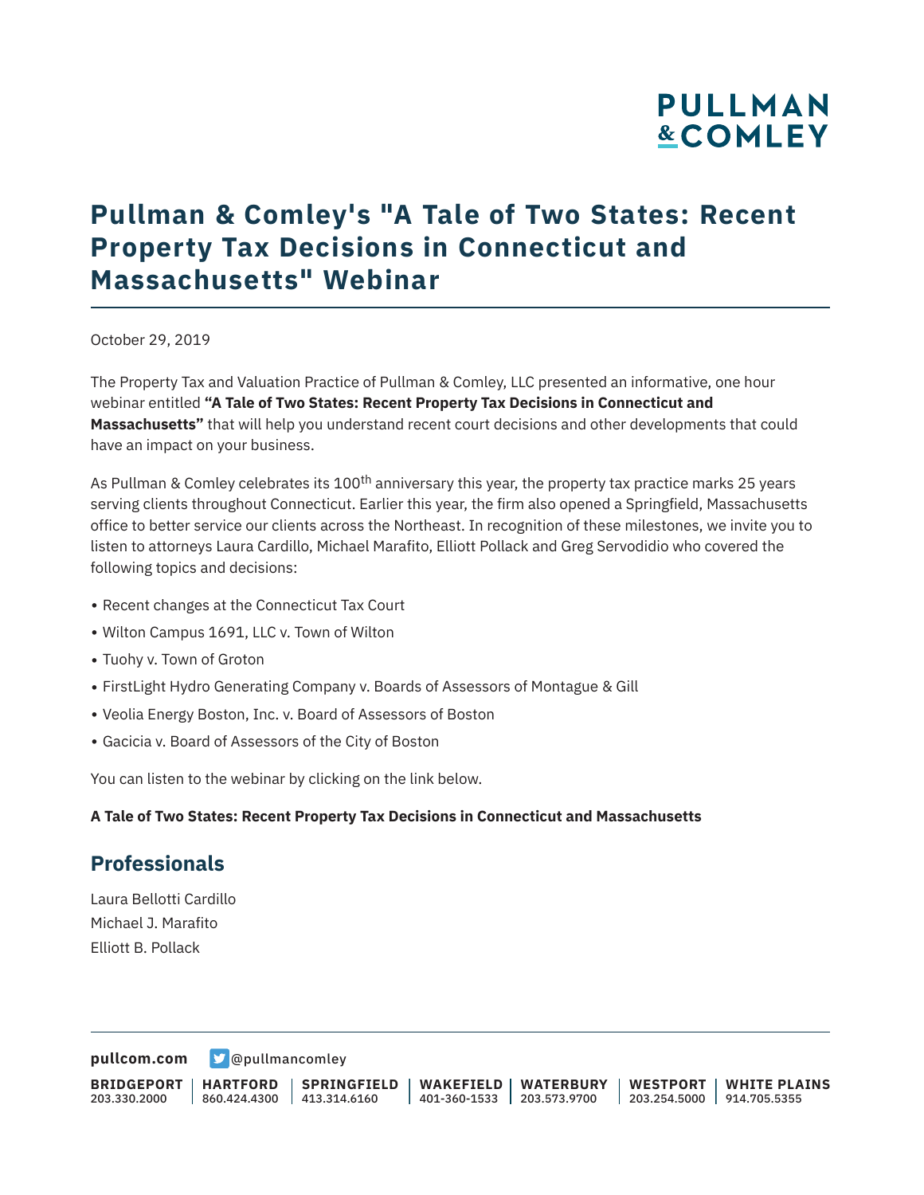# Pullman & Comley's "A Tale of Two States: Recent Property Tax Decisions in Connecticut and Massachusetts" Webinar

October 29, 2019

The Property Tax and Valuation Practice of Pullman & Comley, LLC presented an informative, one hour webinar entitled **"A Tale of Two States: Recent Property Tax Decisions in Connecticut and Massachusetts"** that will help you understand recent court decisions and other developments that could have an impact on your business.

As Pullman & Comley celebrates its 100th anniversary this year, the property tax practice marks 25 years serving clients throughout Connecticut. Earlier this year, the firm also opened a Springfield, Massachusetts office to better service our clients across the Northeast. In recognition of these milestones, we invite you to listen to attorneys Laura Cardillo, Michael Marafito, Elliott Pollack and Greg Servodidio who covered the following topics and decisions:

- Recent changes at the Connecticut Tax Court
- Wilton Campus 1691, LLC v. Town of Wilton
- Tuohy v. Town of Groton
- FirstLight Hydro Generating Company v. Boards of Assessors of Montague & Gill
- Veolia Energy Boston, Inc. v. Board of Assessors of Boston
- Gacicia v. Board of Assessors of the City of Boston

You can listen to the webinar by clicking on the link below.

**A Tale of Two States: Recent Property Tax Decisions in Connecticut and Massachusetts**

## Professionals

Laura Bellotti Cardillo
Michael J. Marafito
Elliott B. Pollack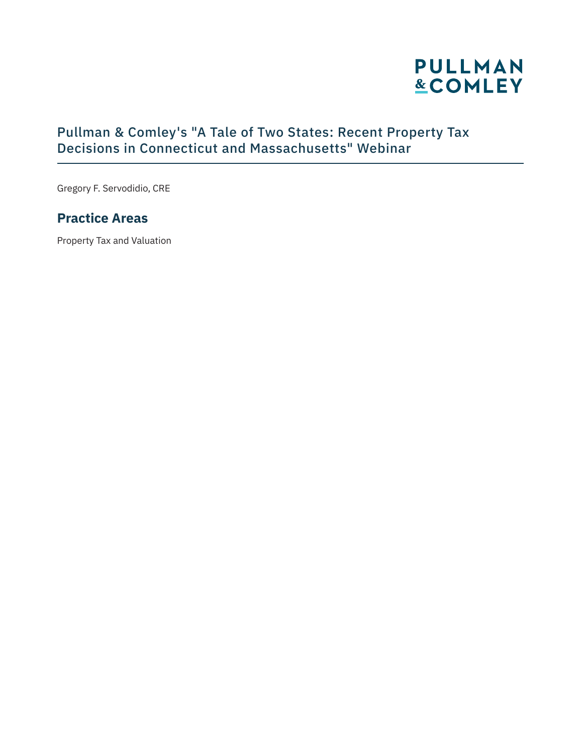Pullman & Comley's "A Tale of Two States: Recent Property Tax Decisions in Connecticut and Massachusetts" Webinar

Gregory F. Servodidio, CRE

## Practice Areas

Property Tax and Valuation